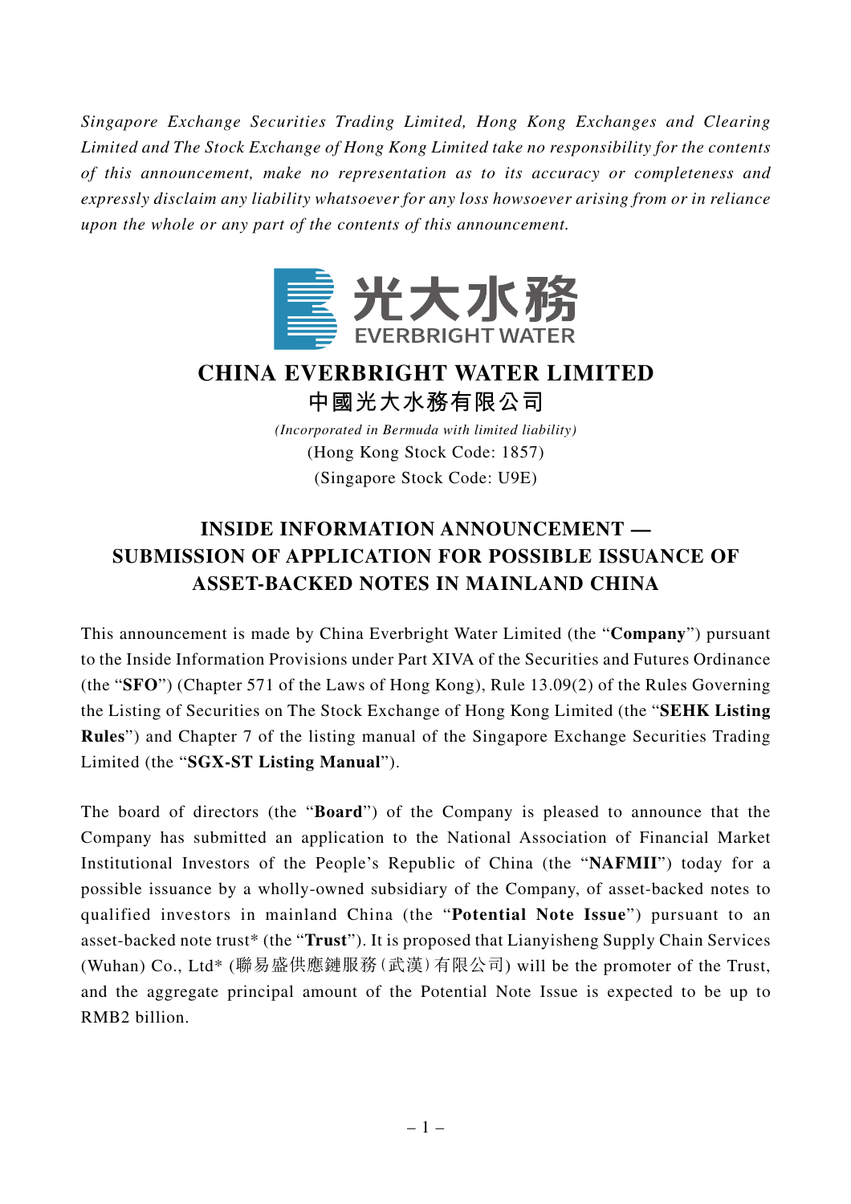*Singapore Exchange Securities Trading Limited, Hong Kong Exchanges and Clearing Limited and The Stock Exchange of Hong Kong Limited take no responsibility for the contents of this announcement, make no representation as to its accuracy or completeness and expressly disclaim any liability whatsoever for any loss howsoever arising from or in reliance upon the whole or any part of the contents of this announcement.*

光大水務
EVERBRIGHT WATER

# CHINA EVERBRIGHT WATER LIMITED
# 中國光大水務有限公司

*(Incorporated in Bermuda with limited liability)*
(Hong Kong Stock Code: 1857)
(Singapore Stock Code: U9E)

## INSIDE INFORMATION ANNOUNCEMENT — SUBMISSION OF APPLICATION FOR POSSIBLE ISSUANCE OF ASSET-BACKED NOTES IN MAINLAND CHINA

This announcement is made by China Everbright Water Limited (the "**Company**") pursuant to the Inside Information Provisions under Part XIVA of the Securities and Futures Ordinance (the "**SFO**") (Chapter 571 of the Laws of Hong Kong), Rule 13.09(2) of the Rules Governing the Listing of Securities on The Stock Exchange of Hong Kong Limited (the "**SEHK Listing Rules**") and Chapter 7 of the listing manual of the Singapore Exchange Securities Trading Limited (the "**SGX-ST Listing Manual**").

The board of directors (the "**Board**") of the Company is pleased to announce that the Company has submitted an application to the National Association of Financial Market Institutional Investors of the People's Republic of China (the "**NAFMII**") today for a possible issuance by a wholly-owned subsidiary of the Company, of asset-backed notes to qualified investors in mainland China (the "**Potential Note Issue**") pursuant to an asset-backed note trust* (the "**Trust**"). It is proposed that Lianyisheng Supply Chain Services (Wuhan) Co., Ltd* (聯易盛供應鏈服務(武漢)有限公司) will be the promoter of the Trust, and the aggregate principal amount of the Potential Note Issue is expected to be up to RMB2 billion.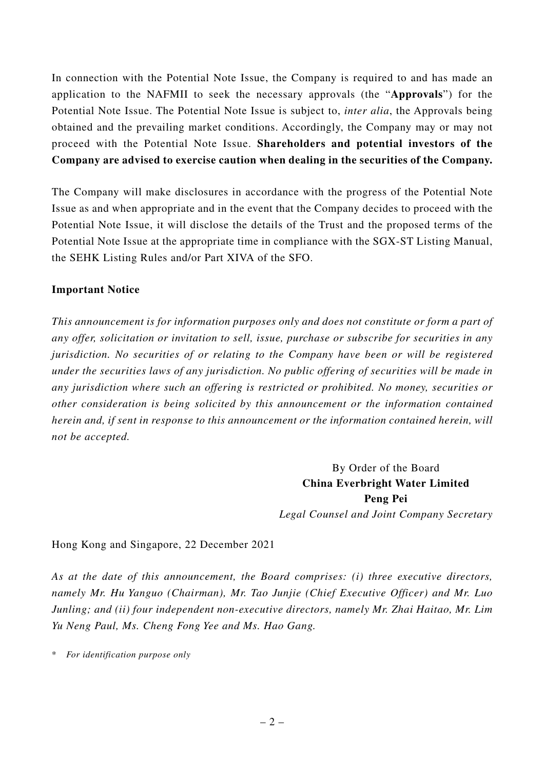In connection with the Potential Note Issue, the Company is required to and has made an application to the NAFMII to seek the necessary approvals (the "**Approvals**") for the Potential Note Issue. The Potential Note Issue is subject to, *inter alia*, the Approvals being obtained and the prevailing market conditions. Accordingly, the Company may or may not proceed with the Potential Note Issue. **Shareholders and potential investors of the Company are advised to exercise caution when dealing in the securities of the Company.**

The Company will make disclosures in accordance with the progress of the Potential Note Issue as and when appropriate and in the event that the Company decides to proceed with the Potential Note Issue, it will disclose the details of the Trust and the proposed terms of the Potential Note Issue at the appropriate time in compliance with the SGX-ST Listing Manual, the SEHK Listing Rules and/or Part XIVA of the SFO.

**Important Notice**

*This announcement is for information purposes only and does not constitute or form a part of any offer, solicitation or invitation to sell, issue, purchase or subscribe for securities in any jurisdiction. No securities of or relating to the Company have been or will be registered under the securities laws of any jurisdiction. No public offering of securities will be made in any jurisdiction where such an offering is restricted or prohibited. No money, securities or other consideration is being solicited by this announcement or the information contained herein and, if sent in response to this announcement or the information contained herein, will not be accepted.*

By Order of the Board
**China Everbright Water Limited**
**Peng Pei**
*Legal Counsel and Joint Company Secretary*

Hong Kong and Singapore, 22 December 2021

*As at the date of this announcement, the Board comprises: (i) three executive directors, namely Mr. Hu Yanguo (Chairman), Mr. Tao Junjie (Chief Executive Officer) and Mr. Luo Junling; and (ii) four independent non-executive directors, namely Mr. Zhai Haitao, Mr. Lim Yu Neng Paul, Ms. Cheng Fong Yee and Ms. Hao Gang.*

\* *For identification purpose only*